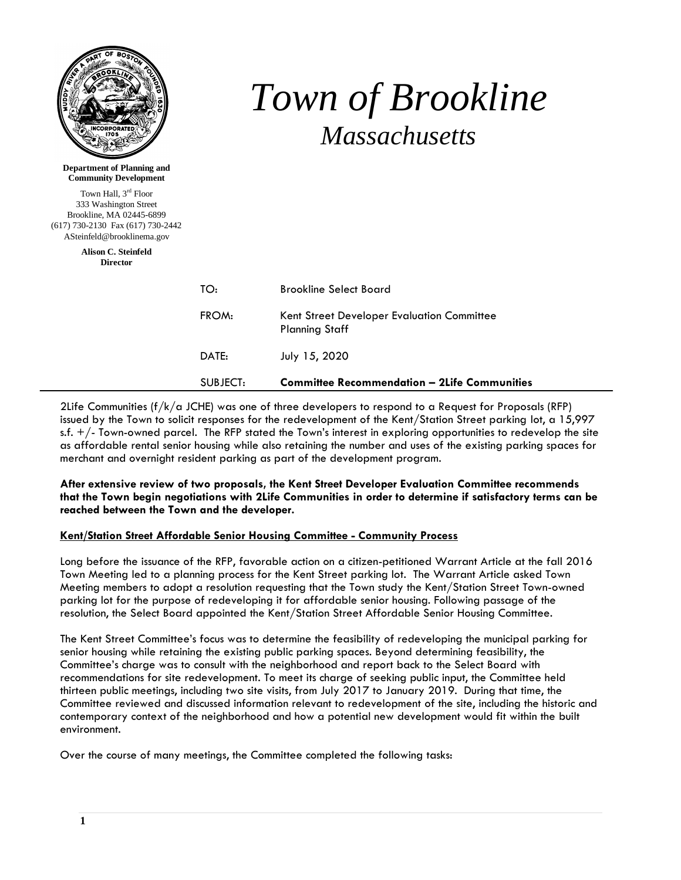# *Town of Brookline*

## *Massachusetts*

**Department of Planning and Community Development**

Town Hall, 3rd Floor
333 Washington Street
Brookline, MA 02445-6899
(617) 730-2130 Fax (617) 730-2442
ASteinfeld@brooklinema.gov

**Alison C. Steinfeld**
**Director**

| | |
|---|---|
| TO: | Brookline Select Board |
| FROM: | Kent Street Developer Evaluation Committee<br>Planning Staff |
| DATE: | July 15, 2020 |
| SUBJECT: | **Committee Recommendation – 2Life Communities** |

2Life Communities (f/k/a JCHE) was one of three developers to respond to a Request for Proposals (RFP) issued by the Town to solicit responses for the redevelopment of the Kent/Station Street parking lot, a 15,997 s.f. +/- Town-owned parcel. The RFP stated the Town's interest in exploring opportunities to redevelop the site as affordable rental senior housing while also retaining the number and uses of the existing parking spaces for merchant and overnight resident parking as part of the development program.

**After extensive review of two proposals, the Kent Street Developer Evaluation Committee recommends that the Town begin negotiations with 2Life Communities in order to determine if satisfactory terms can be reached between the Town and the developer.**

**<u>Kent/Station Street Affordable Senior Housing Committee - Community Process</u>**

Long before the issuance of the RFP, favorable action on a citizen-petitioned Warrant Article at the fall 2016 Town Meeting led to a planning process for the Kent Street parking lot. The Warrant Article asked Town Meeting members to adopt a resolution requesting that the Town study the Kent/Station Street Town-owned parking lot for the purpose of redeveloping it for affordable senior housing. Following passage of the resolution, the Select Board appointed the Kent/Station Street Affordable Senior Housing Committee.

The Kent Street Committee's focus was to determine the feasibility of redeveloping the municipal parking for senior housing while retaining the existing public parking spaces. Beyond determining feasibility, the Committee's charge was to consult with the neighborhood and report back to the Select Board with recommendations for site redevelopment. To meet its charge of seeking public input, the Committee held thirteen public meetings, including two site visits, from July 2017 to January 2019. During that time, the Committee reviewed and discussed information relevant to redevelopment of the site, including the historic and contemporary context of the neighborhood and how a potential new development would fit within the built environment.

Over the course of many meetings, the Committee completed the following tasks: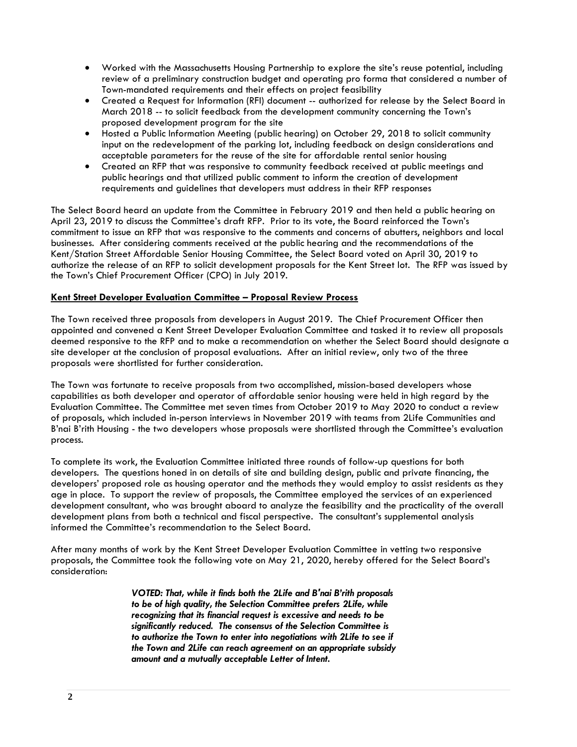- Worked with the Massachusetts Housing Partnership to explore the site's reuse potential, including review of a preliminary construction budget and operating pro forma that considered a number of Town-mandated requirements and their effects on project feasibility
- Created a Request for Information (RFI) document -- authorized for release by the Select Board in March 2018 -- to solicit feedback from the development community concerning the Town's proposed development program for the site
- Hosted a Public Information Meeting (public hearing) on October 29, 2018 to solicit community input on the redevelopment of the parking lot, including feedback on design considerations and acceptable parameters for the reuse of the site for affordable rental senior housing
- Created an RFP that was responsive to community feedback received at public meetings and public hearings and that utilized public comment to inform the creation of development requirements and guidelines that developers must address in their RFP responses

The Select Board heard an update from the Committee in February 2019 and then held a public hearing on April 23, 2019 to discuss the Committee's draft RFP. Prior to its vote, the Board reinforced the Town's commitment to issue an RFP that was responsive to the comments and concerns of abutters, neighbors and local businesses. After considering comments received at the public hearing and the recommendations of the Kent/Station Street Affordable Senior Housing Committee, the Select Board voted on April 30, 2019 to authorize the release of an RFP to solicit development proposals for the Kent Street lot. The RFP was issued by the Town's Chief Procurement Officer (CPO) in July 2019.

**Kent Street Developer Evaluation Committee – Proposal Review Process**

The Town received three proposals from developers in August 2019. The Chief Procurement Officer then appointed and convened a Kent Street Developer Evaluation Committee and tasked it to review all proposals deemed responsive to the RFP and to make a recommendation on whether the Select Board should designate a site developer at the conclusion of proposal evaluations. After an initial review, only two of the three proposals were shortlisted for further consideration.

The Town was fortunate to receive proposals from two accomplished, mission-based developers whose capabilities as both developer and operator of affordable senior housing were held in high regard by the Evaluation Committee. The Committee met seven times from October 2019 to May 2020 to conduct a review of proposals, which included in-person interviews in November 2019 with teams from 2Life Communities and B'nai B'rith Housing - the two developers whose proposals were shortlisted through the Committee's evaluation process.

To complete its work, the Evaluation Committee initiated three rounds of follow-up questions for both developers. The questions honed in on details of site and building design, public and private financing, the developers' proposed role as housing operator and the methods they would employ to assist residents as they age in place. To support the review of proposals, the Committee employed the services of an experienced development consultant, who was brought aboard to analyze the feasibility and the practicality of the overall development plans from both a technical and fiscal perspective. The consultant's supplemental analysis informed the Committee's recommendation to the Select Board.

After many months of work by the Kent Street Developer Evaluation Committee in vetting two responsive proposals, the Committee took the following vote on May 21, 2020, hereby offered for the Select Board's consideration:

> ***VOTED: That, while it finds both the 2Life and B'nai B'rith proposals to be of high quality, the Selection Committee prefers 2Life, while recognizing that its financial request is excessive and needs to be significantly reduced. The consensus of the Selection Committee is to authorize the Town to enter into negotiations with 2Life to see if the Town and 2Life can reach agreement on an appropriate subsidy amount and a mutually acceptable Letter of Intent.***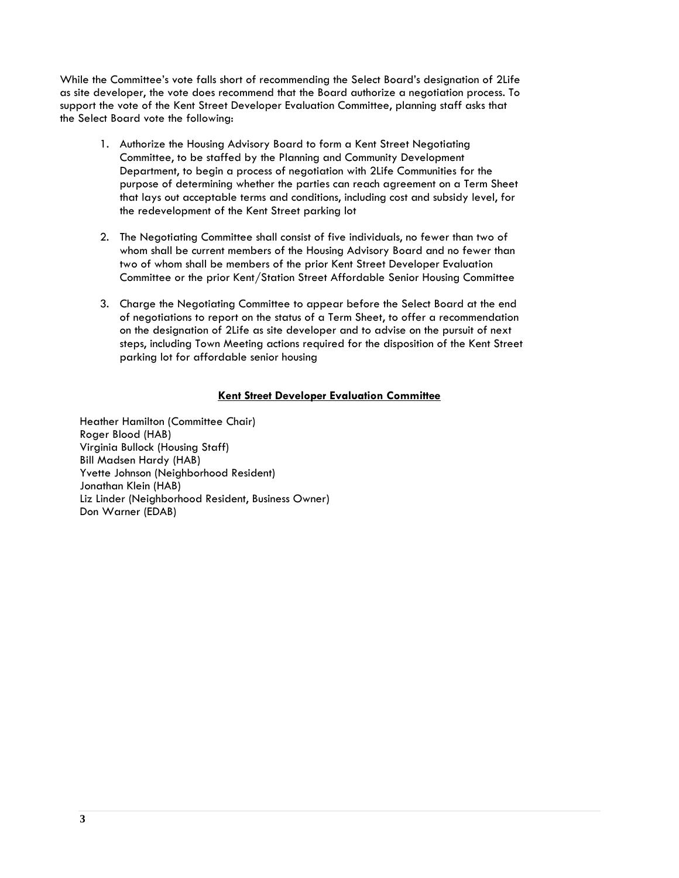While the Committee's vote falls short of recommending the Select Board's designation of 2Life as site developer, the vote does recommend that the Board authorize a negotiation process. To support the vote of the Kent Street Developer Evaluation Committee, planning staff asks that the Select Board vote the following:

1. Authorize the Housing Advisory Board to form a Kent Street Negotiating Committee, to be staffed by the Planning and Community Development Department, to begin a process of negotiation with 2Life Communities for the purpose of determining whether the parties can reach agreement on a Term Sheet that lays out acceptable terms and conditions, including cost and subsidy level, for the redevelopment of the Kent Street parking lot

2. The Negotiating Committee shall consist of five individuals, no fewer than two of whom shall be current members of the Housing Advisory Board and no fewer than two of whom shall be members of the prior Kent Street Developer Evaluation Committee or the prior Kent/Station Street Affordable Senior Housing Committee

3. Charge the Negotiating Committee to appear before the Select Board at the end of negotiations to report on the status of a Term Sheet, to offer a recommendation on the designation of 2Life as site developer and to advise on the pursuit of next steps, including Town Meeting actions required for the disposition of the Kent Street parking lot for affordable senior housing

## Kent Street Developer Evaluation Committee

Heather Hamilton (Committee Chair)
Roger Blood (HAB)
Virginia Bullock (Housing Staff)
Bill Madsen Hardy (HAB)
Yvette Johnson (Neighborhood Resident)
Jonathan Klein (HAB)
Liz Linder (Neighborhood Resident, Business Owner)
Don Warner (EDAB)